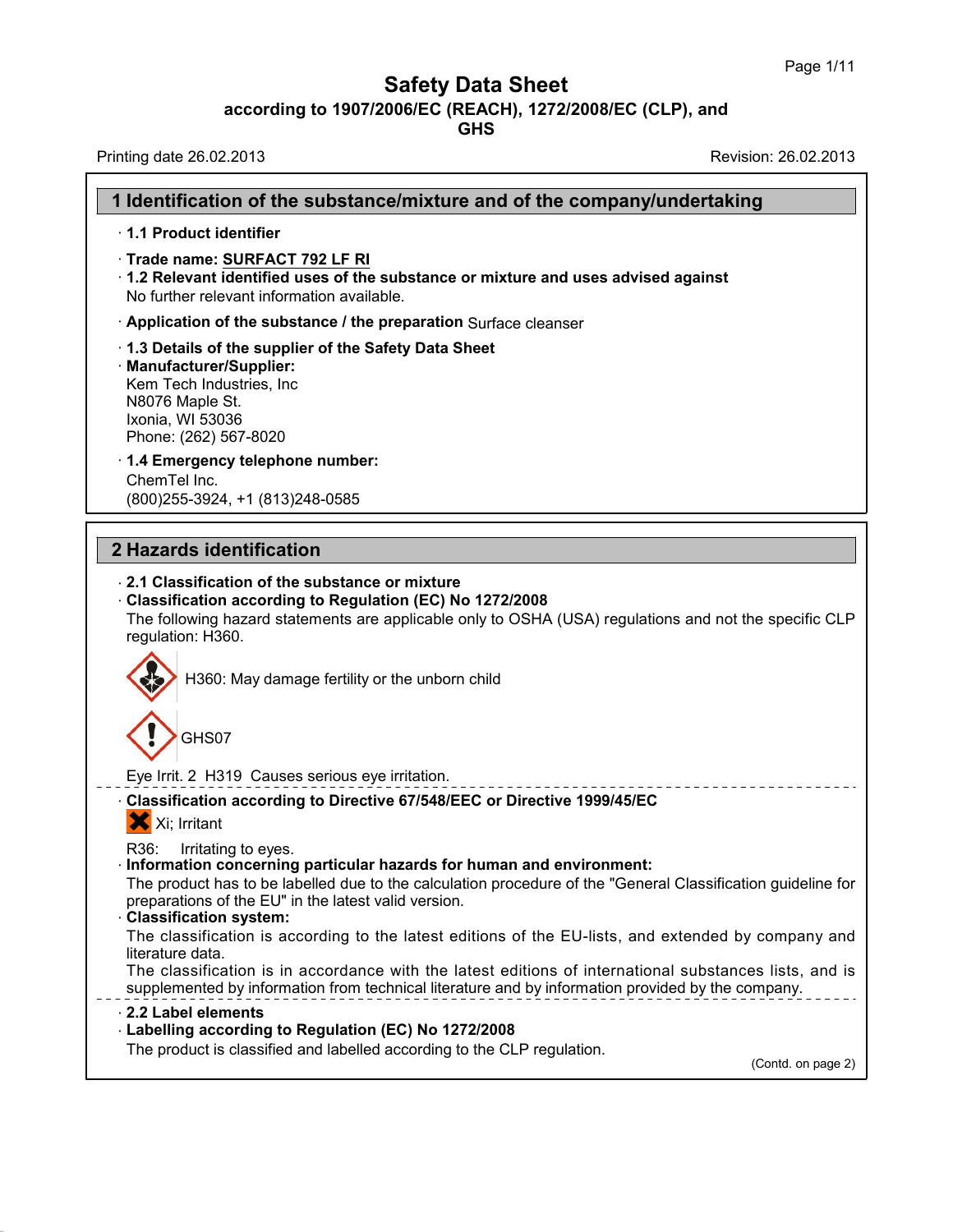# Safety Data Sheet

**according to 1907/2006/EC (REACH), 1272/2008/EC (CLP), and GHS**

Printing date 26.02.2013 Revision: 26.02.2013

## 1 Identification of the substance/mixture and of the company/undertaking

- **1.1 Product identifier**
- **Trade name: SURFACT 792 LF RI**
- **1.2 Relevant identified uses of the substance or mixture and uses advised against**
  No further relevant information available.
- **Application of the substance / the preparation** Surface cleanser
- **1.3 Details of the supplier of the Safety Data Sheet**
- **Manufacturer/Supplier:**
  Kem Tech Industries, Inc
  N8076 Maple St.
  Ixonia, WI 53036
  Phone: (262) 567-8020
- **1.4 Emergency telephone number:**
  ChemTel Inc.
  (800)255-3924, +1 (813)248-0585

## 2 Hazards identification

- **2.1 Classification of the substance or mixture**
- **Classification according to Regulation (EC) No 1272/2008**
  The following hazard statements are applicable only to OSHA (USA) regulations and not the specific CLP regulation: H360.

  H360: May damage fertility or the unborn child

  GHS07

  Eye Irrit. 2 H319 Causes serious eye irritation.

- **Classification according to Directive 67/548/EEC or Directive 1999/45/EC**

  Xi; Irritant

  R36: Irritating to eyes.
- **Information concerning particular hazards for human and environment:**
  The product has to be labelled due to the calculation procedure of the "General Classification guideline for preparations of the EU" in the latest valid version.
- **Classification system:**
  The classification is according to the latest editions of the EU-lists, and extended by company and literature data.
  The classification is in accordance with the latest editions of international substances lists, and is supplemented by information from technical literature and by information provided by the company.

- **2.2 Label elements**
- **Labelling according to Regulation (EC) No 1272/2008**
  The product is classified and labelled according to the CLP regulation.

(Contd. on page 2)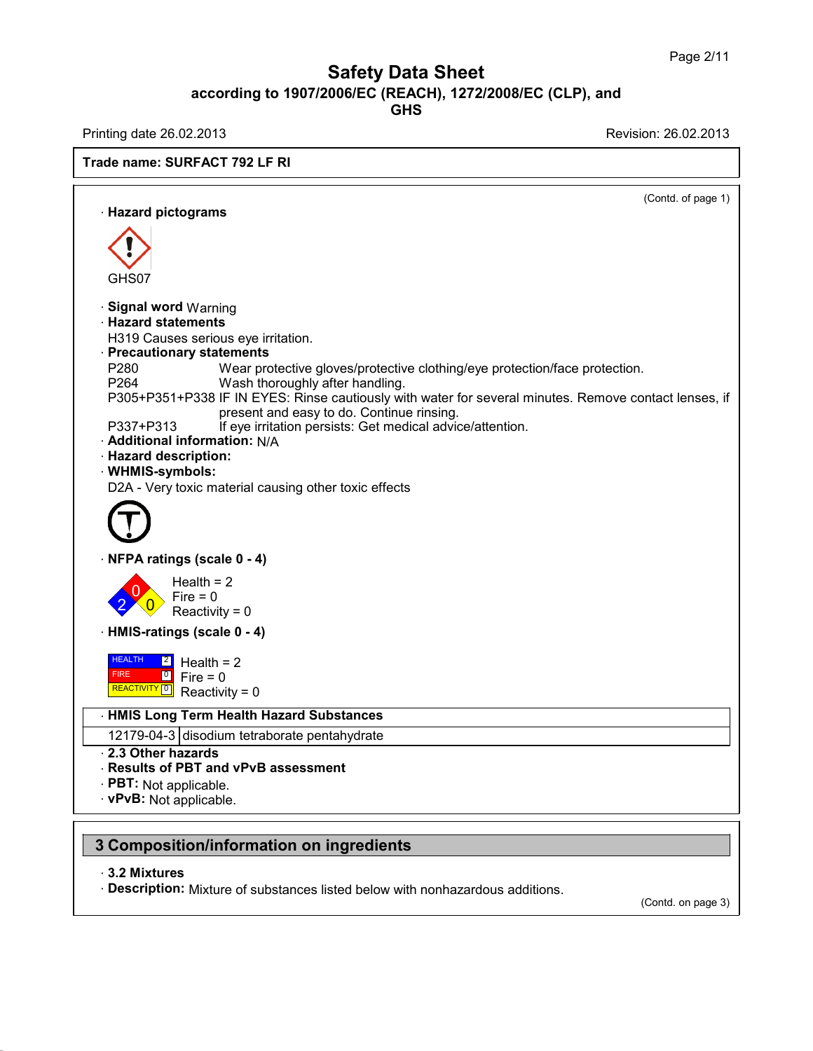(Contd. of page 1)

· **Hazard pictograms**

GHS07

· **Signal word** Warning

· **Hazard statements**

H319 Causes serious eye irritation.

· **Precautionary statements**

| | |
|---|---|
| P280 | Wear protective gloves/protective clothing/eye protection/face protection. |
| P264 | Wash thoroughly after handling. |
| P305+P351+P338 | IF IN EYES: Rinse cautiously with water for several minutes. Remove contact lenses, if present and easy to do. Continue rinsing. |
| P337+P313 | If eye irritation persists: Get medical advice/attention. |

· **Additional information:** N/A

· **Hazard description:**

· **WHMIS-symbols:**

D2A - Very toxic material causing other toxic effects

· **NFPA ratings (scale 0 - 4)**

Health = 2
Fire = 0
Reactivity = 0

· **HMIS-ratings (scale 0 - 4)**

HEALTH 2 Health = 2
FIRE 0 Fire = 0
REACTIVITY 0 Reactivity = 0

· **HMIS Long Term Health Hazard Substances**

| | |
|---|---|
| 12179-04-3 | disodium tetraborate pentahydrate |

· **2.3 Other hazards**

· **Results of PBT and vPvB assessment**

· **PBT:** Not applicable.

· **vPvB:** Not applicable.

## 3 Composition/information on ingredients

· **3.2 Mixtures**

· **Description:** Mixture of substances listed below with nonhazardous additions.

(Contd. on page 3)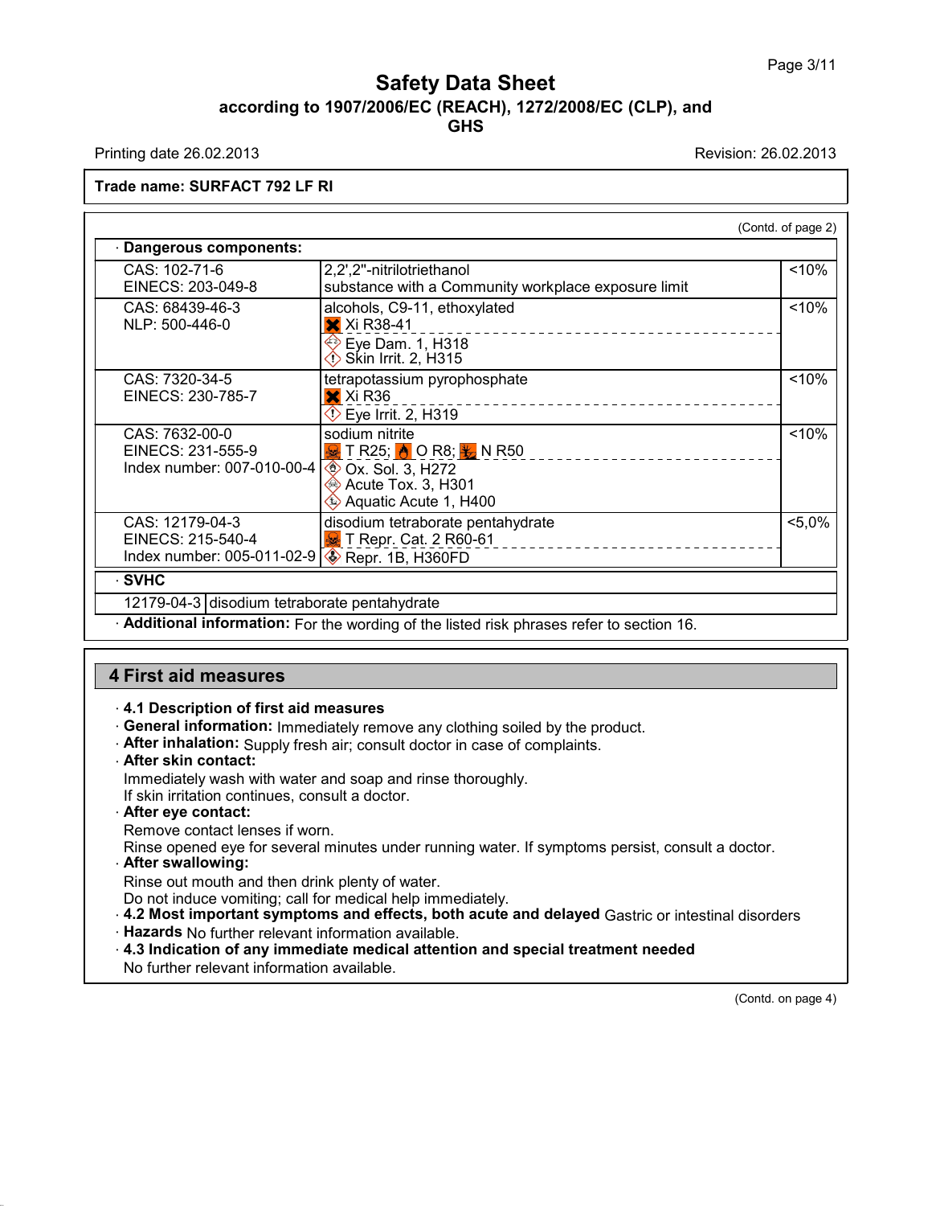Trade name: **SURFACT 792 LF RI**

(Contd. of page 2)

· **Dangerous components:**

| CAS / EINECS | Component | % |
|---|---|---|
| CAS: 102-71-6<br>EINECS: 203-049-8 | 2,2',2"-nitrilotriethanol<br>substance with a Community workplace exposure limit | <10% |
| CAS: 68439-46-3<br>NLP: 500-446-0 | alcohols, C9-11, ethoxylated<br>Xi R38-41<br>Eye Dam. 1, H318<br>Skin Irrit. 2, H315 | <10% |
| CAS: 7320-34-5<br>EINECS: 230-785-7 | tetrapotassium pyrophosphate<br>Xi R36<br>Eye Irrit. 2, H319 | <10% |
| CAS: 7632-00-0<br>EINECS: 231-555-9<br>Index number: 007-010-00-4 | sodium nitrite<br>T R25; O R8; N R50<br>Ox. Sol. 3, H272<br>Acute Tox. 3, H301<br>Aquatic Acute 1, H400 | <10% |
| CAS: 12179-04-3<br>EINECS: 215-540-4<br>Index number: 005-011-02-9 | disodium tetraborate pentahydrate<br>T Repr. Cat. 2 R60-61<br>Repr. 1B, H360FD | <5,0% |

· **SVHC**

| | |
|---|---|
| 12179-04-3 | disodium tetraborate pentahydrate |

· **Additional information:** For the wording of the listed risk phrases refer to section 16.

## 4 First aid measures

· **4.1 Description of first aid measures**
· **General information:** Immediately remove any clothing soiled by the product.
· **After inhalation:** Supply fresh air; consult doctor in case of complaints.
· **After skin contact:**
Immediately wash with water and soap and rinse thoroughly.
If skin irritation continues, consult a doctor.
· **After eye contact:**
Remove contact lenses if worn.
Rinse opened eye for several minutes under running water. If symptoms persist, consult a doctor.
· **After swallowing:**
Rinse out mouth and then drink plenty of water.
Do not induce vomiting; call for medical help immediately.
· **4.2 Most important symptoms and effects, both acute and delayed** Gastric or intestinal disorders
· **Hazards** No further relevant information available.
· **4.3 Indication of any immediate medical attention and special treatment needed**
No further relevant information available.

(Contd. on page 4)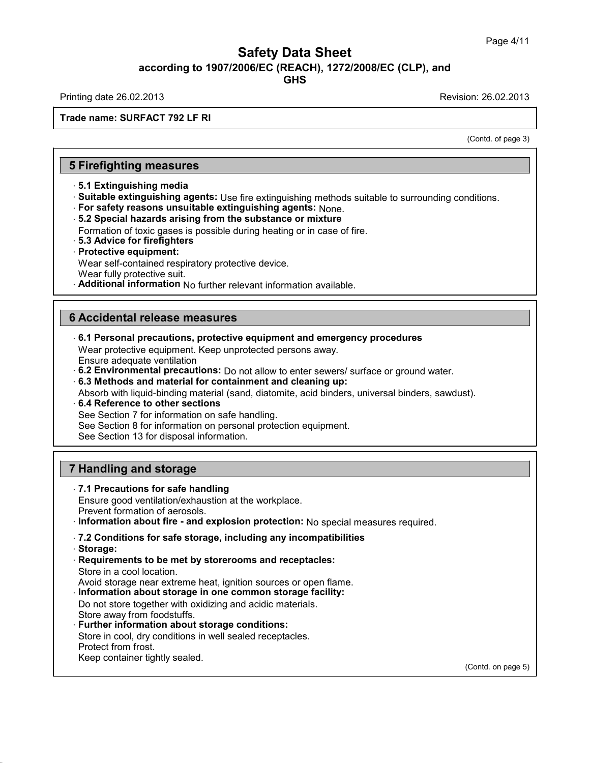Trade name: SURFACT 792 LF RI

(Contd. of page 3)

## 5 Firefighting measures

· **5.1 Extinguishing media**
· **Suitable extinguishing agents:** Use fire extinguishing methods suitable to surrounding conditions.
· **For safety reasons unsuitable extinguishing agents:** None.
· **5.2 Special hazards arising from the substance or mixture**
Formation of toxic gases is possible during heating or in case of fire.
· **5.3 Advice for firefighters**
· **Protective equipment:**
Wear self-contained respiratory protective device.
Wear fully protective suit.
· **Additional information** No further relevant information available.

## 6 Accidental release measures

· **6.1 Personal precautions, protective equipment and emergency procedures**
Wear protective equipment. Keep unprotected persons away.
Ensure adequate ventilation
· **6.2 Environmental precautions:** Do not allow to enter sewers/ surface or ground water.
· **6.3 Methods and material for containment and cleaning up:**
Absorb with liquid-binding material (sand, diatomite, acid binders, universal binders, sawdust).
· **6.4 Reference to other sections**
See Section 7 for information on safe handling.
See Section 8 for information on personal protection equipment.
See Section 13 for disposal information.

## 7 Handling and storage

· **7.1 Precautions for safe handling**
Ensure good ventilation/exhaustion at the workplace.
Prevent formation of aerosols.
· **Information about fire - and explosion protection:** No special measures required.
· **7.2 Conditions for safe storage, including any incompatibilities**
· **Storage:**
· **Requirements to be met by storerooms and receptacles:**
Store in a cool location.
Avoid storage near extreme heat, ignition sources or open flame.
· **Information about storage in one common storage facility:**
Do not store together with oxidizing and acidic materials.
Store away from foodstuffs.
· **Further information about storage conditions:**
Store in cool, dry conditions in well sealed receptacles.
Protect from frost.
Keep container tightly sealed.

(Contd. on page 5)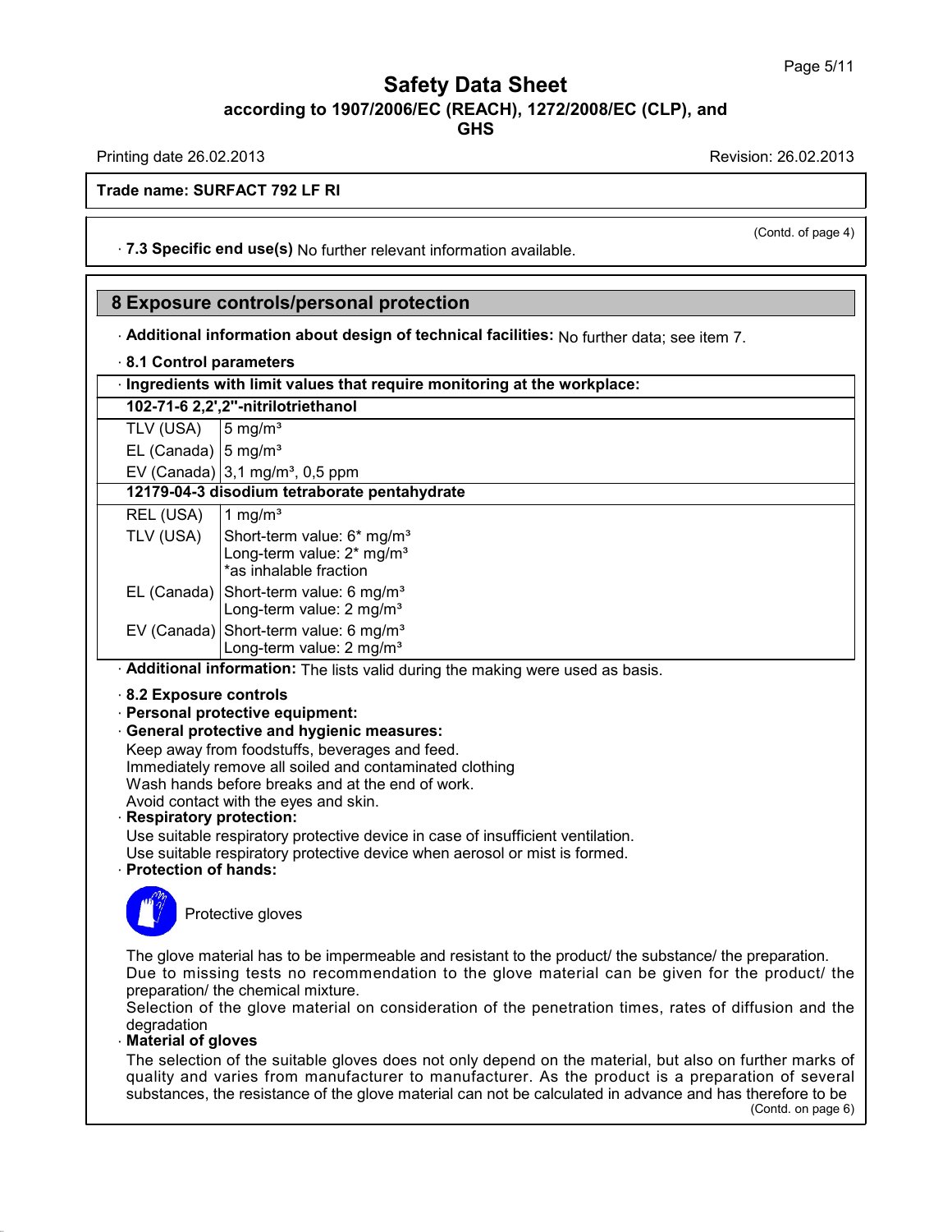Trade name: SURFACT 792 LF RI

(Contd. of page 4)

· **7.3 Specific end use(s)** No further relevant information available.

## 8 Exposure controls/personal protection

· **Additional information about design of technical facilities:** No further data; see item 7.

· **8.1 Control parameters**

· **Ingredients with limit values that require monitoring at the workplace:**

| **102-71-6 2,2',2''-nitrilotriethanol** | |
|---|---|
| TLV (USA) | 5 mg/m³ |
| EL (Canada) | 5 mg/m³ |
| EV (Canada) | 3,1 mg/m³, 0,5 ppm |
| **12179-04-3 disodium tetraborate pentahydrate** | |
| REL (USA) | 1 mg/m³ |
| TLV (USA) | Short-term value: 6* mg/m³<br>Long-term value: 2* mg/m³<br>*as inhalable fraction |
| EL (Canada) | Short-term value: 6 mg/m³<br>Long-term value: 2 mg/m³ |
| EV (Canada) | Short-term value: 6 mg/m³<br>Long-term value: 2 mg/m³ |

· **Additional information:** The lists valid during the making were used as basis.

· **8.2 Exposure controls**

· **Personal protective equipment:**

· **General protective and hygienic measures:**

Keep away from foodstuffs, beverages and feed.
Immediately remove all soiled and contaminated clothing
Wash hands before breaks and at the end of work.
Avoid contact with the eyes and skin.

· **Respiratory protection:**

Use suitable respiratory protective device in case of insufficient ventilation.
Use suitable respiratory protective device when aerosol or mist is formed.

· **Protection of hands:**

Protective gloves

The glove material has to be impermeable and resistant to the product/ the substance/ the preparation.
Due to missing tests no recommendation to the glove material can be given for the product/ the preparation/ the chemical mixture.
Selection of the glove material on consideration of the penetration times, rates of diffusion and the degradation

· **Material of gloves**

The selection of the suitable gloves does not only depend on the material, but also on further marks of quality and varies from manufacturer to manufacturer. As the product is a preparation of several substances, the resistance of the glove material can not be calculated in advance and has therefore to be

(Contd. on page 6)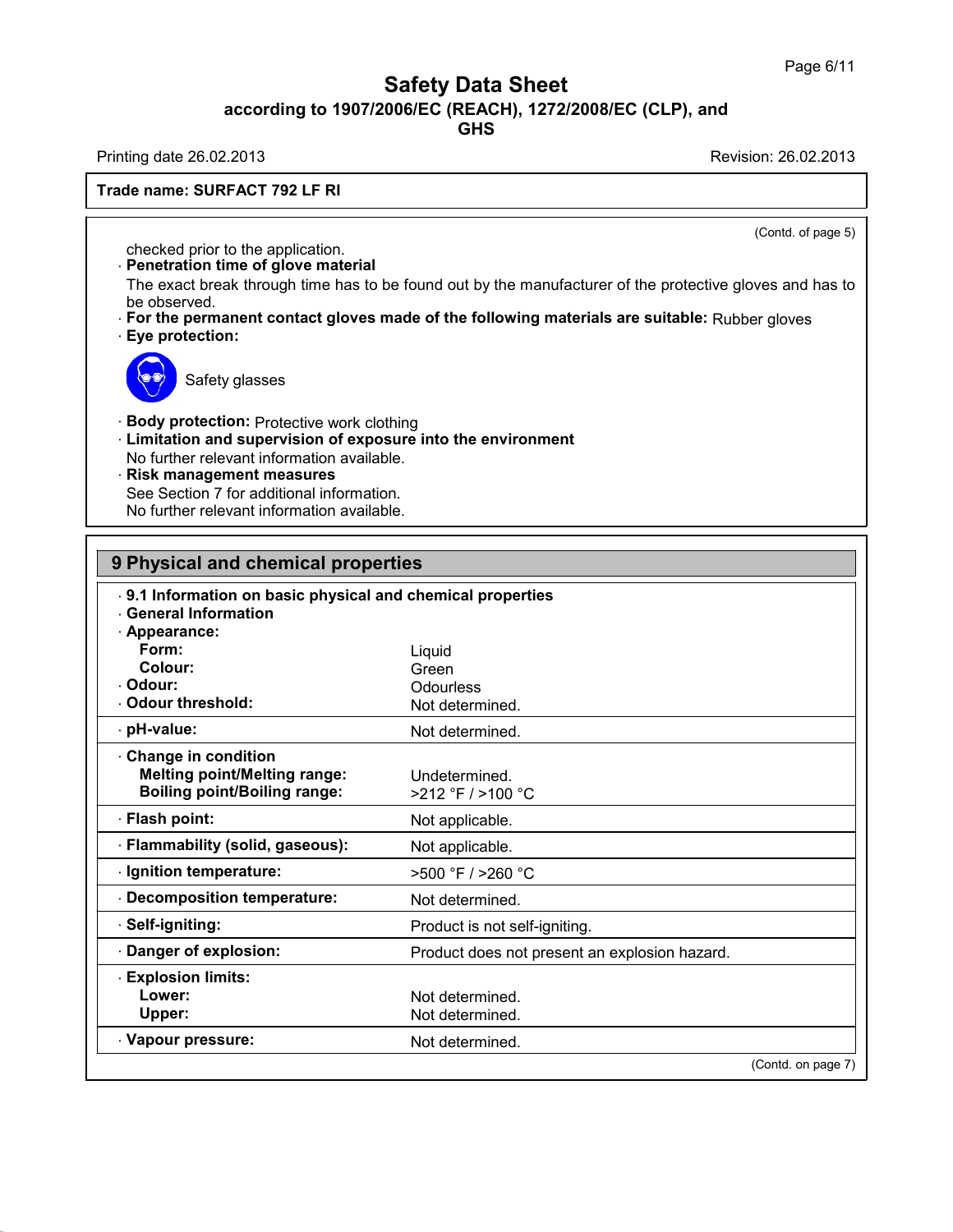**Trade name: SURFACT 792 LF RI**

(Contd. of page 5)

checked prior to the application.

· **Penetration time of glove material**
  The exact break through time has to be found out by the manufacturer of the protective gloves and has to be observed.
· **For the permanent contact gloves made of the following materials are suitable:** Rubber gloves
· **Eye protection:**

  Safety glasses

· **Body protection:** Protective work clothing
· **Limitation and supervision of exposure into the environment**
  No further relevant information available.
· **Risk management measures**
  See Section 7 for additional information.
  No further relevant information available.

## 9 Physical and chemical properties

· **9.1 Information on basic physical and chemical properties**
· **General Information**

| Property | Value |
|---|---|
| · **Appearance:** | |
| **Form:** | Liquid |
| **Colour:** | Green |
| · **Odour:** | Odourless |
| · **Odour threshold:** | Not determined. |
| · **pH-value:** | Not determined. |
| · **Change in condition** | |
| **Melting point/Melting range:** | Undetermined. |
| **Boiling point/Boiling range:** | >212 °F / >100 °C |
| · **Flash point:** | Not applicable. |
| · **Flammability (solid, gaseous):** | Not applicable. |
| · **Ignition temperature:** | >500 °F / >260 °C |
| · **Decomposition temperature:** | Not determined. |
| · **Self-igniting:** | Product is not self-igniting. |
| · **Danger of explosion:** | Product does not present an explosion hazard. |
| · **Explosion limits:** | |
| **Lower:** | Not determined. |
| **Upper:** | Not determined. |
| · **Vapour pressure:** | Not determined. |

(Contd. on page 7)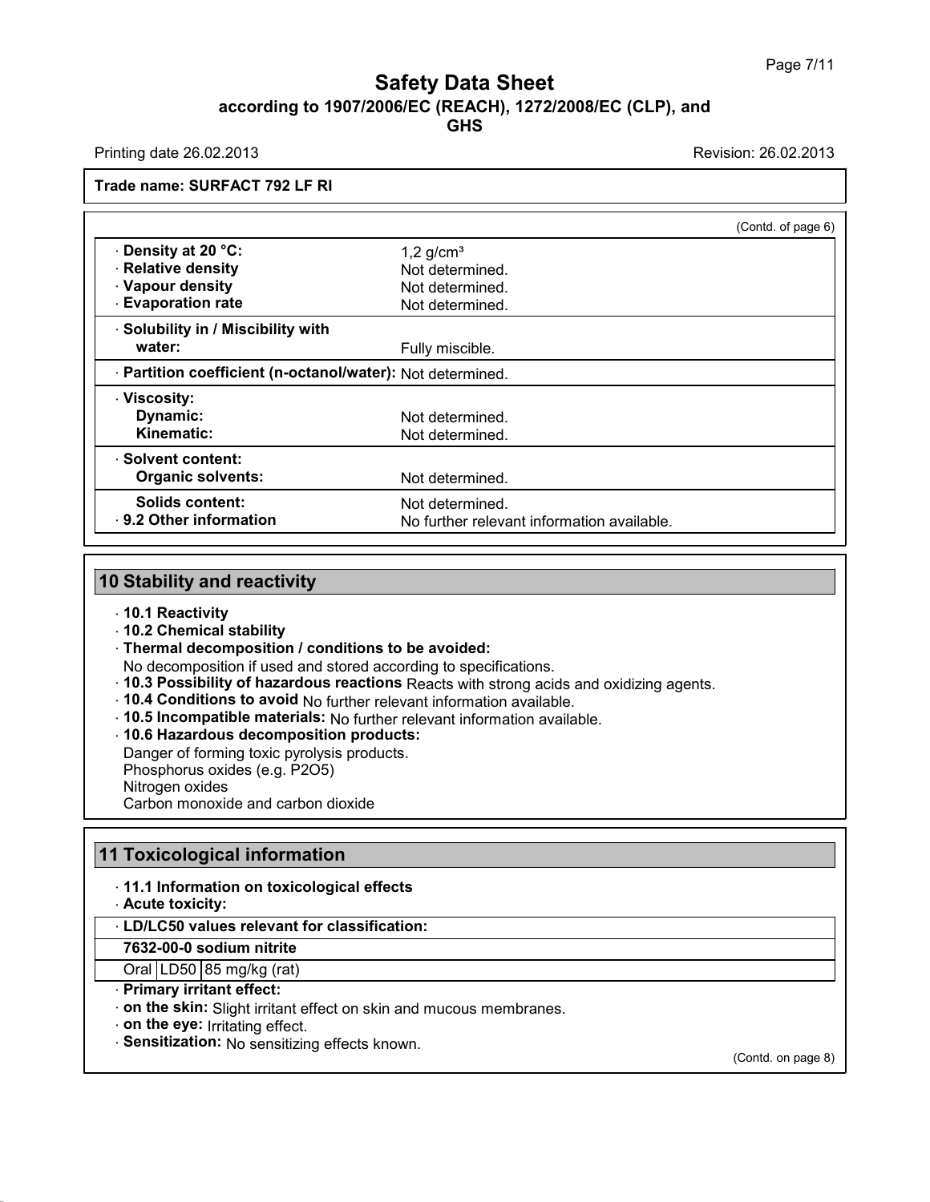**Trade name: SURFACT 792 LF RI**

(Contd. of page 6)

| | |
|---|---|
| · **Density at 20 °C:** | 1,2 g/cm³ |
| · **Relative density** | Not determined. |
| · **Vapour density** | Not determined. |
| · **Evaporation rate** | Not determined. |
| · **Solubility in / Miscibility with water:** | Fully miscible. |
| · **Partition coefficient (n-octanol/water):** | Not determined. |
| · **Viscosity:** | |
| **Dynamic:** | Not determined. |
| **Kinematic:** | Not determined. |
| · **Solvent content:** | |
| **Organic solvents:** | Not determined. |
| **Solids content:** | Not determined. |
| · **9.2 Other information** | No further relevant information available. |

## 10 Stability and reactivity

- · **10.1 Reactivity**
- · **10.2 Chemical stability**
- · **Thermal decomposition / conditions to be avoided:**
  No decomposition if used and stored according to specifications.
- · **10.3 Possibility of hazardous reactions** Reacts with strong acids and oxidizing agents.
- · **10.4 Conditions to avoid** No further relevant information available.
- · **10.5 Incompatible materials:** No further relevant information available.
- · **10.6 Hazardous decomposition products:**
  Danger of forming toxic pyrolysis products.
  Phosphorus oxides (e.g. $P_2O_5$)
  Nitrogen oxides
  Carbon monoxide and carbon dioxide

## 11 Toxicological information

- · **11.1 Information on toxicological effects**
- · **Acute toxicity:**

| · **LD/LC50 values relevant for classification:** | | |
|---|---|---|
| **7632-00-0 sodium nitrite** | | |
| Oral | LD50 | 85 mg/kg (rat) |

- · **Primary irritant effect:**
- · **on the skin:** Slight irritant effect on skin and mucous membranes.
- · **on the eye:** Irritating effect.
- · **Sensitization:** No sensitizing effects known.

(Contd. on page 8)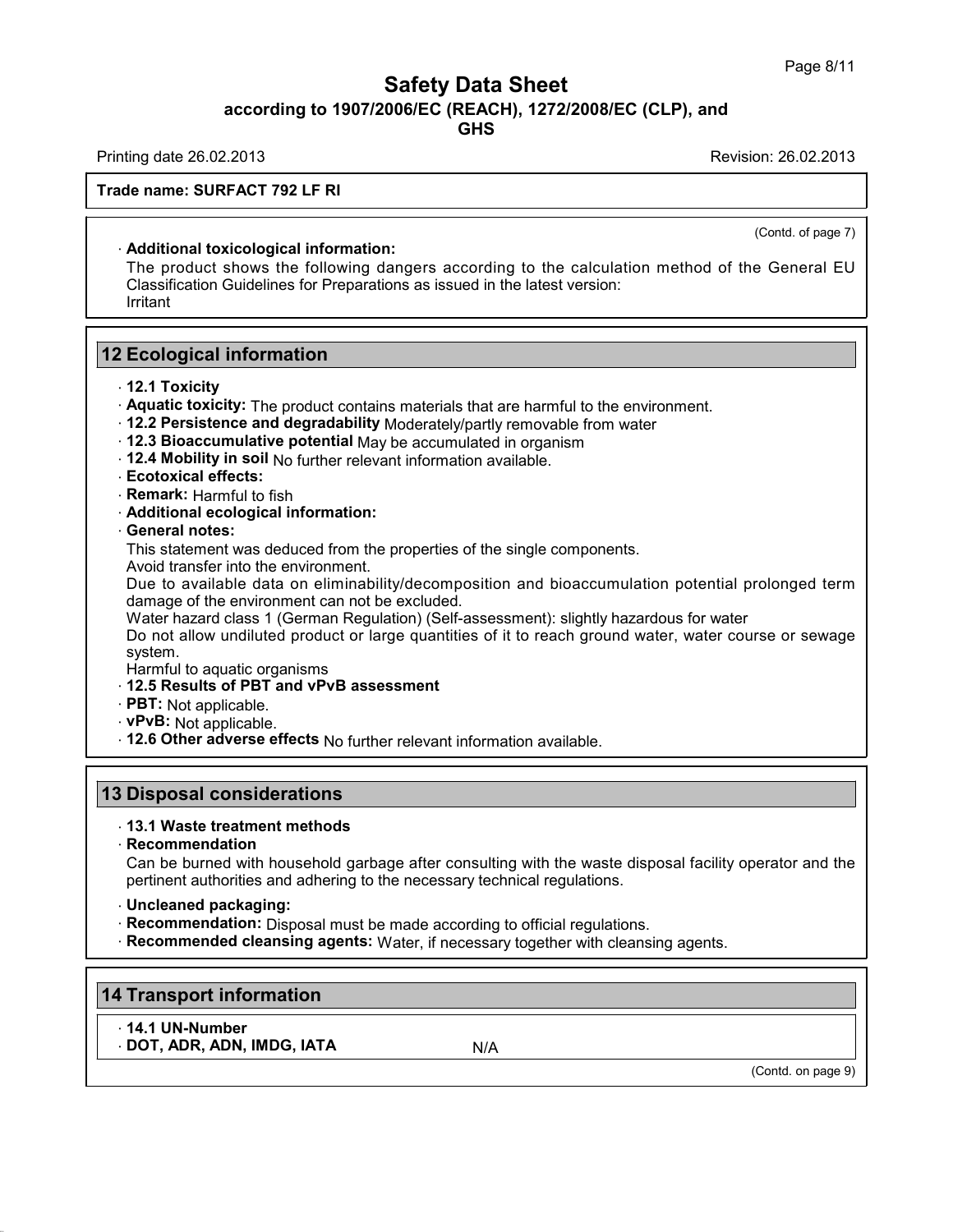(Contd. of page 7)

· **Additional toxicological information:**
The product shows the following dangers according to the calculation method of the General EU Classification Guidelines for Preparations as issued in the latest version:
Irritant

## 12 Ecological information

· **12.1 Toxicity**
· **Aquatic toxicity:** The product contains materials that are harmful to the environment.
· **12.2 Persistence and degradability** Moderately/partly removable from water
· **12.3 Bioaccumulative potential** May be accumulated in organism
· **12.4 Mobility in soil** No further relevant information available.
· **Ecotoxical effects:**
· **Remark:** Harmful to fish
· **Additional ecological information:**
· **General notes:**
This statement was deduced from the properties of the single components.
Avoid transfer into the environment.
Due to available data on eliminability/decomposition and bioaccumulation potential prolonged term damage of the environment can not be excluded.
Water hazard class 1 (German Regulation) (Self-assessment): slightly hazardous for water
Do not allow undiluted product or large quantities of it to reach ground water, water course or sewage system.
Harmful to aquatic organisms
· **12.5 Results of PBT and vPvB assessment**
· **PBT:** Not applicable.
· **vPvB:** Not applicable.
· **12.6 Other adverse effects** No further relevant information available.

## 13 Disposal considerations

· **13.1 Waste treatment methods**
· **Recommendation**
Can be burned with household garbage after consulting with the waste disposal facility operator and the pertinent authorities and adhering to the necessary technical regulations.

· **Uncleaned packaging:**
· **Recommendation:** Disposal must be made according to official regulations.
· **Recommended cleansing agents:** Water, if necessary together with cleansing agents.

## 14 Transport information

· **14.1 UN-Number**
· **DOT, ADR, ADN, IMDG, IATA** N/A

(Contd. on page 9)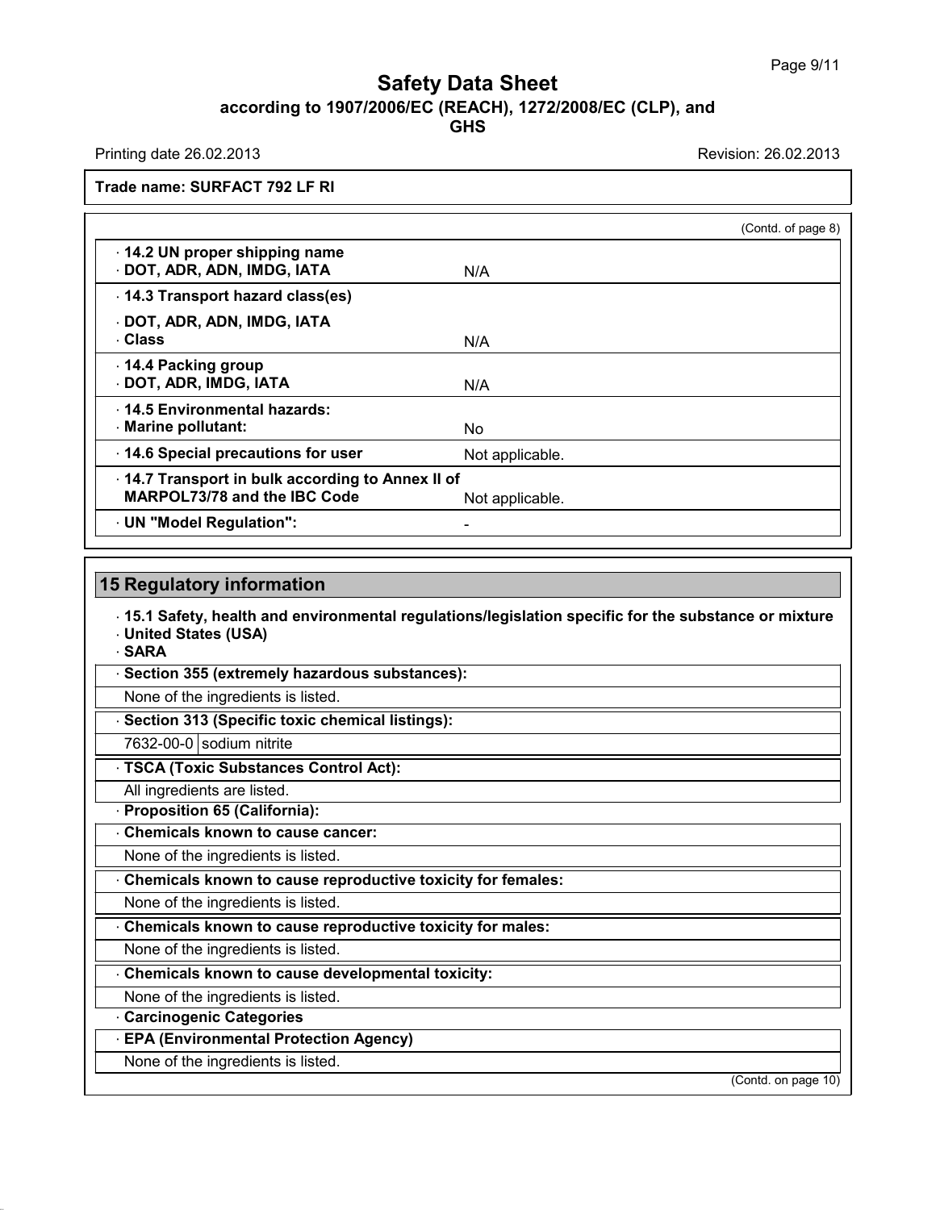Trade name: SURFACT 792 LF RI

(Contd. of page 8)

| | |
|---|---|
| · **14.2 UN proper shipping name**<br>· **DOT, ADR, ADN, IMDG, IATA** | N/A |
| · **14.3 Transport hazard class(es)**<br>· **DOT, ADR, ADN, IMDG, IATA**<br>· **Class** | N/A |
| · **14.4 Packing group**<br>· **DOT, ADR, IMDG, IATA** | N/A |
| · **14.5 Environmental hazards:**<br>· **Marine pollutant:** | No |
| · **14.6 Special precautions for user** | Not applicable. |
| · **14.7 Transport in bulk according to Annex II of MARPOL73/78 and the IBC Code** | Not applicable. |
| · **UN "Model Regulation":** | - |

## 15 Regulatory information

· **15.1 Safety, health and environmental regulations/legislation specific for the substance or mixture**
· **United States (USA)**
· **SARA**

· **Section 355 (extremely hazardous substances):**

None of the ingredients is listed.

· **Section 313 (Specific toxic chemical listings):**

| | |
|---|---|
| 7632-00-0 | sodium nitrite |

· **TSCA (Toxic Substances Control Act):**

All ingredients are listed.

· **Proposition 65 (California):**

· **Chemicals known to cause cancer:**

None of the ingredients is listed.

· **Chemicals known to cause reproductive toxicity for females:**

None of the ingredients is listed.

· **Chemicals known to cause reproductive toxicity for males:**

None of the ingredients is listed.

· **Chemicals known to cause developmental toxicity:**

None of the ingredients is listed.

· **Carcinogenic Categories**

· **EPA (Environmental Protection Agency)**

None of the ingredients is listed.

(Contd. on page 10)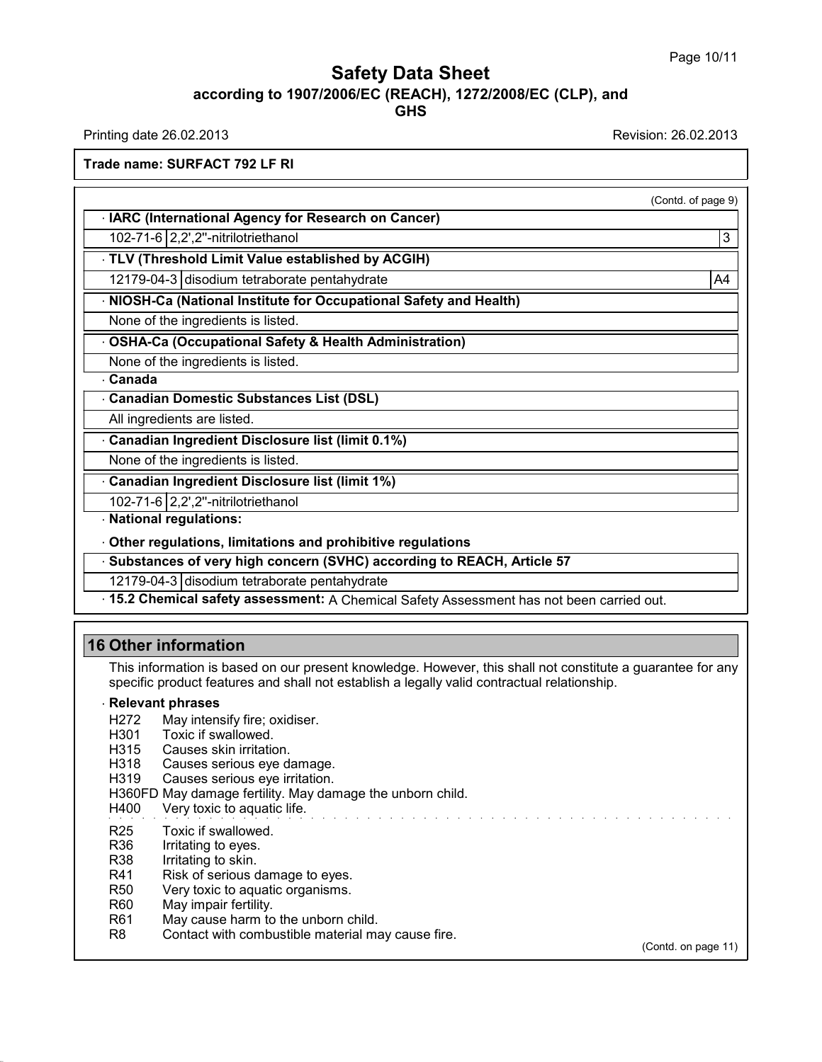**Trade name: SURFACT 792 LF RI**

(Contd. of page 9)

· **IARC (International Agency for Research on Cancer)**

| | | |
|---|---|---|
| 102-71-6 | 2,2',2''-nitrilotriethanol | 3 |

· **TLV (Threshold Limit Value established by ACGIH)**

| | | |
|---|---|---|
| 12179-04-3 | disodium tetraborate pentahydrate | A4 |

· **NIOSH-Ca (National Institute for Occupational Safety and Health)**

None of the ingredients is listed.

· **OSHA-Ca (Occupational Safety & Health Administration)**

None of the ingredients is listed.

· **Canada**

· **Canadian Domestic Substances List (DSL)**

All ingredients are listed.

· **Canadian Ingredient Disclosure list (limit 0.1%)**

None of the ingredients is listed.

· **Canadian Ingredient Disclosure list (limit 1%)**

| | |
|---|---|
| 102-71-6 | 2,2',2''-nitrilotriethanol |

· **National regulations:**

· **Other regulations, limitations and prohibitive regulations**

· **Substances of very high concern (SVHC) according to REACH, Article 57**

| | |
|---|---|
| 12179-04-3 | disodium tetraborate pentahydrate |

· **15.2 Chemical safety assessment:** A Chemical Safety Assessment has not been carried out.

## 16 Other information

This information is based on our present knowledge. However, this shall not constitute a guarantee for any specific product features and shall not establish a legally valid contractual relationship.

· **Relevant phrases**

H272 May intensify fire; oxidiser.
H301 Toxic if swallowed.
H315 Causes skin irritation.
H318 Causes serious eye damage.
H319 Causes serious eye irritation.
H360FD May damage fertility. May damage the unborn child.
H400 Very toxic to aquatic life.

R25 Toxic if swallowed.
R36 Irritating to eyes.
R38 Irritating to skin.
R41 Risk of serious damage to eyes.
R50 Very toxic to aquatic organisms.
R60 May impair fertility.
R61 May cause harm to the unborn child.
R8 Contact with combustible material may cause fire.

(Contd. on page 11)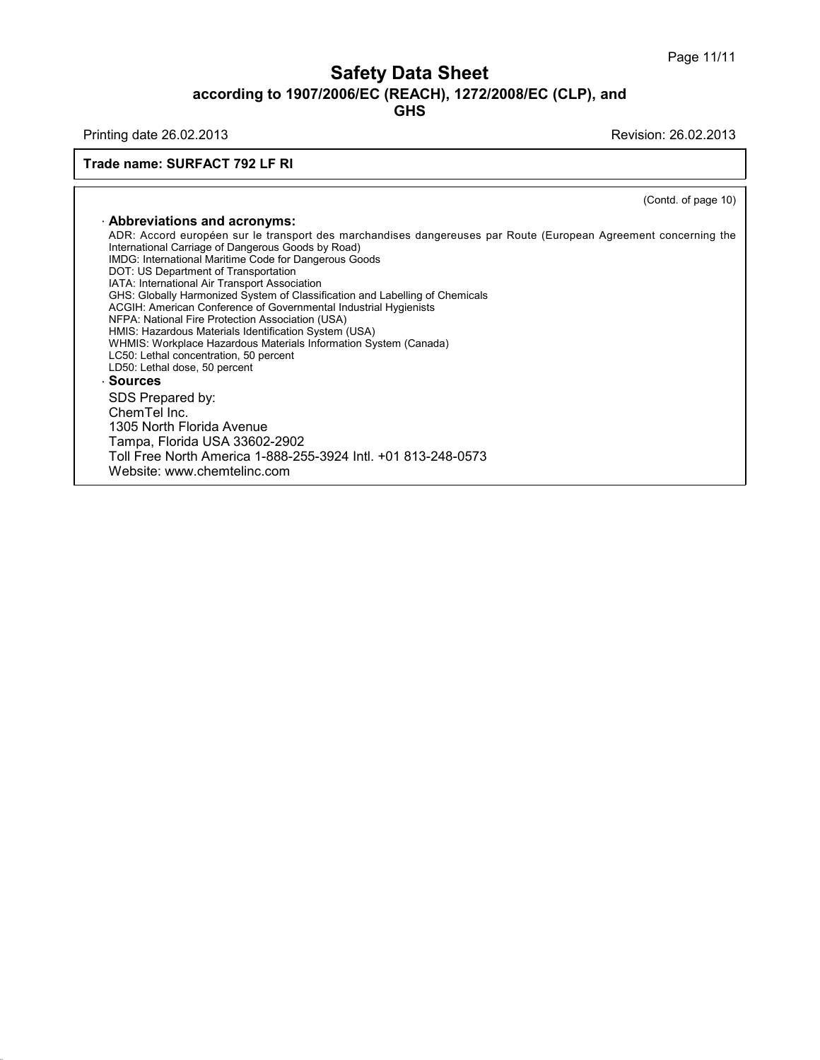(Contd. of page 10)

· **Abbreviations and acronyms:**

ADR: Accord européen sur le transport des marchandises dangereuses par Route (European Agreement concerning the International Carriage of Dangerous Goods by Road)
IMDG: International Maritime Code for Dangerous Goods
DOT: US Department of Transportation
IATA: International Air Transport Association
GHS: Globally Harmonized System of Classification and Labelling of Chemicals
ACGIH: American Conference of Governmental Industrial Hygienists
NFPA: National Fire Protection Association (USA)
HMIS: Hazardous Materials Identification System (USA)
WHMIS: Workplace Hazardous Materials Information System (Canada)
LC50: Lethal concentration, 50 percent
LD50: Lethal dose, 50 percent

· **Sources**

SDS Prepared by:
ChemTel Inc.
1305 North Florida Avenue
Tampa, Florida USA 33602-2902
Toll Free North America 1-888-255-3924 Intl. +01 813-248-0573
Website: www.chemtelinc.com